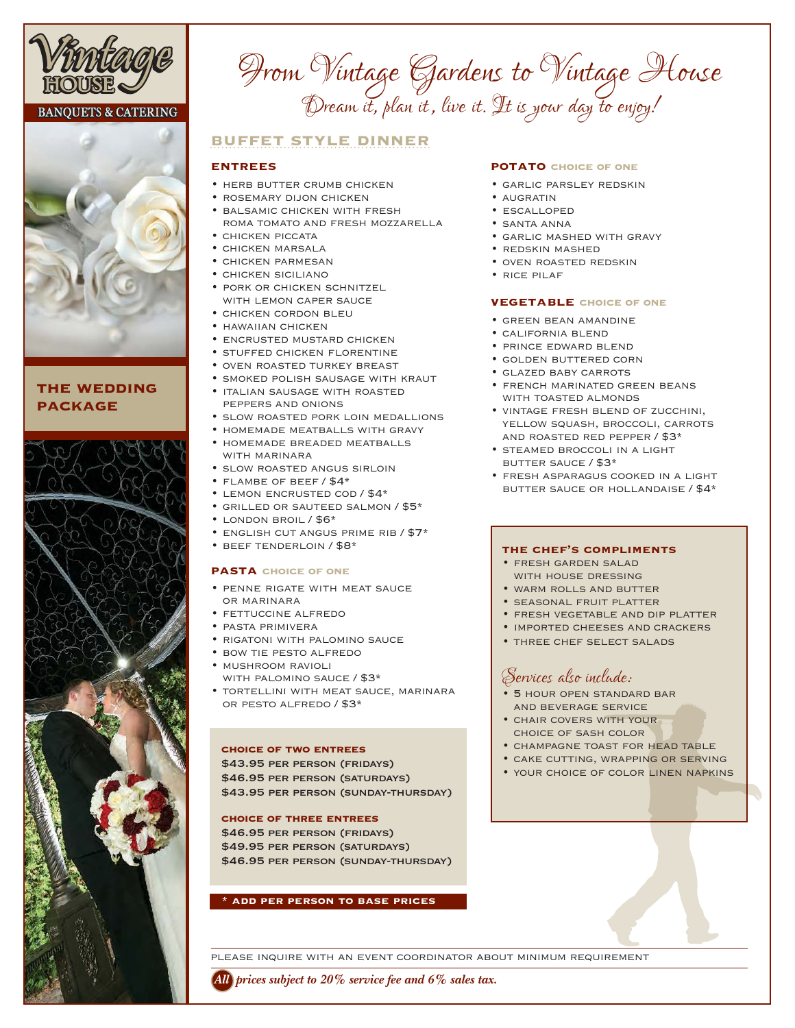Vintage HOUSE

BANQUETS & CATERING

## THE WEDDING PACKAGE

# From Vintage Gardens to Vintage House

*Dream it, plan it, live it. It is your day to enjoy!*

## BUFFET STYLE DINNER

### ENTREES

- HERB BUTTER CRUMB CHICKEN
- ROSEMARY DIJON CHICKEN
- BALSAMIC CHICKEN WITH FRESH ROMA TOMATO AND FRESH MOZZARELLA
- CHICKEN PICCATA
- CHICKEN MARSALA
- CHICKEN PARMESAN
- CHICKEN SICILIANO
- PORK OR CHICKEN SCHNITZEL WITH LEMON CAPER SAUCE
- CHICKEN CORDON BLEU
- HAWAIIAN CHICKEN
- ENCRUSTED MUSTARD CHICKEN
- STUFFED CHICKEN FLORENTINE
- OVEN ROASTED TURKEY BREAST
- SMOKED POLISH SAUSAGE WITH KRAUT
- ITALIAN SAUSAGE WITH ROASTED PEPPERS AND ONIONS
- SLOW ROASTED PORK LOIN MEDALLIONS
- HOMEMADE MEATBALLS WITH GRAVY
- HOMEMADE BREADED MEATBALLS WITH MARINARA
- SLOW ROASTED ANGUS SIRLOIN
- FLAMBE OF BEEF / $4*
- LEMON ENCRUSTED COD / $4*
- GRILLED OR SAUTEED SALMON / $5*
- LONDON BROIL / $6*
- ENGLISH CUT ANGUS PRIME RIB / $7*
- BEEF TENDERLOIN / $8*

### PASTA CHOICE OF ONE

- PENNE RIGATE WITH MEAT SAUCE OR MARINARA
- FETTUCCINE ALFREDO
- PASTA PRIMIVERA
- RIGATONI WITH PALOMINO SAUCE
- BOW TIE PESTO ALFREDO
- MUSHROOM RAVIOLI WITH PALOMINO SAUCE / $3*
- TORTELLINI WITH MEAT SAUCE, MARINARA OR PESTO ALFREDO / $3*

**CHOICE OF TWO ENTREES**

$43.95 PER PERSON (FRIDAYS)
$46.95 PER PERSON (SATURDAYS)
$43.95 PER PERSON (SUNDAY-THURSDAY)

**CHOICE OF THREE ENTREES**

$46.95 PER PERSON (FRIDAYS)
$49.95 PER PERSON (SATURDAYS)
$46.95 PER PERSON (SUNDAY-THURSDAY)

**\* ADD PER PERSON TO BASE PRICES**

### POTATO CHOICE OF ONE

- GARLIC PARSLEY REDSKIN
- AUGRATIN
- ESCALLOPED
- SANTA ANNA
- GARLIC MASHED WITH GRAVY
- REDSKIN MASHED
- OVEN ROASTED REDSKIN
- RICE PILAF

### VEGETABLE CHOICE OF ONE

- GREEN BEAN AMANDINE
- CALIFORNIA BLEND
- PRINCE EDWARD BLEND
- GOLDEN BUTTERED CORN
- GLAZED BABY CARROTS
- FRENCH MARINATED GREEN BEANS WITH TOASTED ALMONDS
- VINTAGE FRESH BLEND OF ZUCCHINI, YELLOW SQUASH, BROCCOLI, CARROTS AND ROASTED RED PEPPER / $3*
- STEAMED BROCCOLI IN A LIGHT BUTTER SAUCE / $3*
- FRESH ASPARAGUS COOKED IN A LIGHT BUTTER SAUCE OR HOLLANDAISE / $4*

### THE CHEF'S COMPLIMENTS

- FRESH GARDEN SALAD WITH HOUSE DRESSING
- WARM ROLLS AND BUTTER
- SEASONAL FRUIT PLATTER
- FRESH VEGETABLE AND DIP PLATTER
- IMPORTED CHEESES AND CRACKERS
- THREE CHEF SELECT SALADS

### Services also include:

- 5 HOUR OPEN STANDARD BAR AND BEVERAGE SERVICE
- CHAIR COVERS WITH YOUR CHOICE OF SASH COLOR
- CHAMPAGNE TOAST FOR HEAD TABLE
- CAKE CUTTING, WRAPPING OR SERVING
- YOUR CHOICE OF COLOR LINEN NAPKINS

PLEASE INQUIRE WITH AN EVENT COORDINATOR ABOUT MINIMUM REQUIREMENT

***All prices subject to 20% service fee and 6% sales tax.***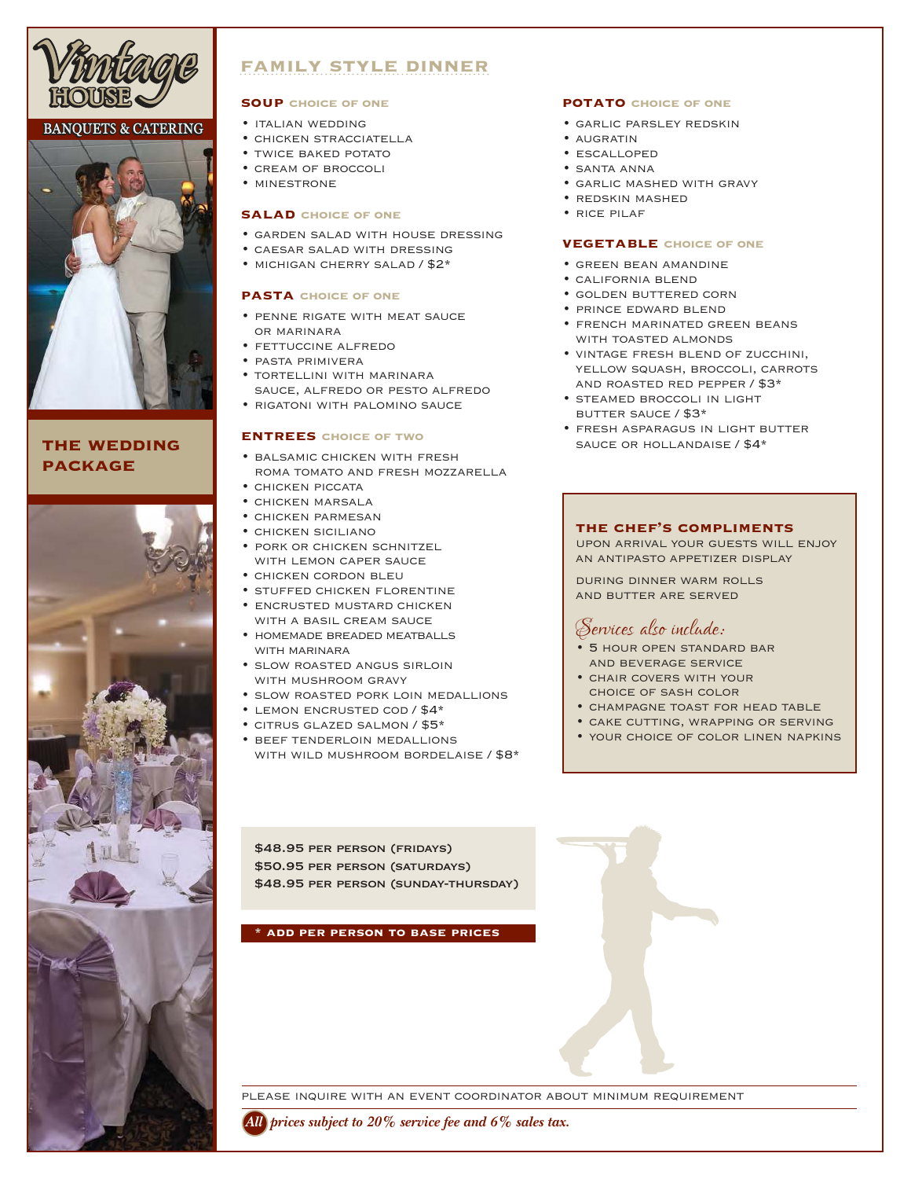Vintage HOUSE

BANQUETS & CATERING

## THE WEDDING PACKAGE

# FAMILY STYLE DINNER

### SOUP CHOICE OF ONE

- ITALIAN WEDDING
- CHICKEN STRACCIATELLA
- TWICE BAKED POTATO
- CREAM OF BROCCOLI
- MINESTRONE

### SALAD CHOICE OF ONE

- GARDEN SALAD WITH HOUSE DRESSING
- CAESAR SALAD WITH DRESSING
- MICHIGAN CHERRY SALAD / $2*

### PASTA CHOICE OF ONE

- PENNE RIGATE WITH MEAT SAUCE OR MARINARA
- FETTUCCINE ALFREDO
- PASTA PRIMIVERA
- TORTELLINI WITH MARINARA SAUCE, ALFREDO OR PESTO ALFREDO
- RIGATONI WITH PALOMINO SAUCE

### ENTREES CHOICE OF TWO

- BALSAMIC CHICKEN WITH FRESH ROMA TOMATO AND FRESH MOZZARELLA
- CHICKEN PICCATA
- CHICKEN MARSALA
- CHICKEN PARMESAN
- CHICKEN SICILIANO
- PORK OR CHICKEN SCHNITZEL WITH LEMON CAPER SAUCE
- CHICKEN CORDON BLEU
- STUFFED CHICKEN FLORENTINE
- ENCRUSTED MUSTARD CHICKEN WITH A BASIL CREAM SAUCE
- HOMEMADE BREADED MEATBALLS WITH MARINARA
- SLOW ROASTED ANGUS SIRLOIN WITH MUSHROOM GRAVY
- SLOW ROASTED PORK LOIN MEDALLIONS
- LEMON ENCRUSTED COD / $4*
- CITRUS GLAZED SALMON / $5*
- BEEF TENDERLOIN MEDALLIONS WITH WILD MUSHROOM BORDELAISE / $8*

### POTATO CHOICE OF ONE

- GARLIC PARSLEY REDSKIN
- AUGRATIN
- ESCALLOPED
- SANTA ANNA
- GARLIC MASHED WITH GRAVY
- REDSKIN MASHED
- RICE PILAF

### VEGETABLE CHOICE OF ONE

- GREEN BEAN AMANDINE
- CALIFORNIA BLEND
- GOLDEN BUTTERED CORN
- PRINCE EDWARD BLEND
- FRENCH MARINATED GREEN BEANS WITH TOASTED ALMONDS
- VINTAGE FRESH BLEND OF ZUCCHINI, YELLOW SQUASH, BROCCOLI, CARROTS AND ROASTED RED PEPPER / $3*
- STEAMED BROCCOLI IN LIGHT BUTTER SAUCE / $3*
- FRESH ASPARAGUS IN LIGHT BUTTER SAUCE OR HOLLANDAISE / $4*

### THE CHEF'S COMPLIMENTS

UPON ARRIVAL YOUR GUESTS WILL ENJOY AN ANTIPASTO APPETIZER DISPLAY

DURING DINNER WARM ROLLS AND BUTTER ARE SERVED

*Services also include:*

- 5 HOUR OPEN STANDARD BAR AND BEVERAGE SERVICE
- CHAIR COVERS WITH YOUR CHOICE OF SASH COLOR
- CHAMPAGNE TOAST FOR HEAD TABLE
- CAKE CUTTING, WRAPPING OR SERVING
- YOUR CHOICE OF COLOR LINEN NAPKINS

$48.95 PER PERSON (FRIDAYS)
$50.95 PER PERSON (SATURDAYS)
$48.95 PER PERSON (SUNDAY-THURSDAY)

**\* ADD PER PERSON TO BASE PRICES**

PLEASE INQUIRE WITH AN EVENT COORDINATOR ABOUT MINIMUM REQUIREMENT

***All prices subject to 20% service fee and 6% sales tax.***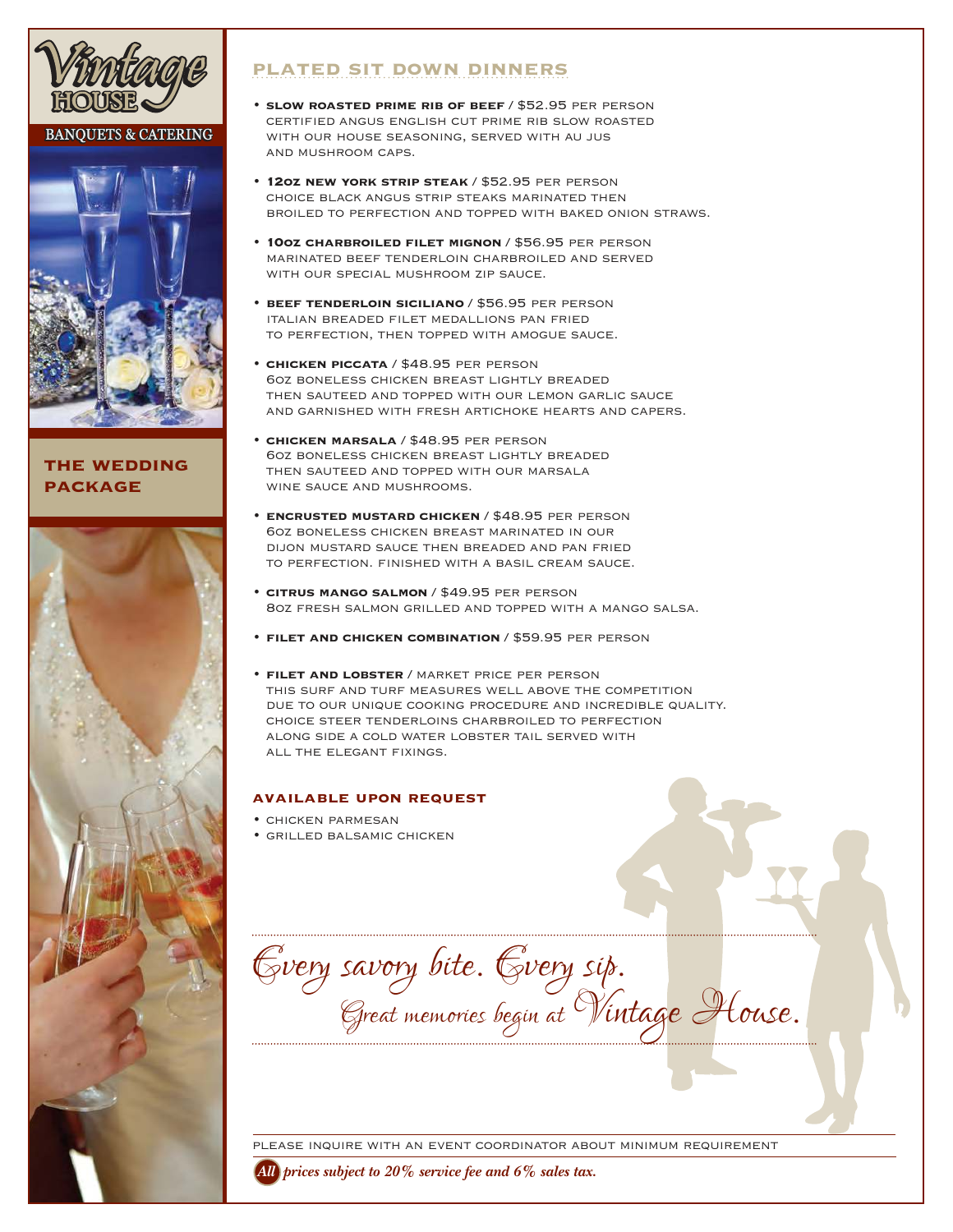Vintage HOUSE

BANQUETS & CATERING

## THE WEDDING PACKAGE

## PLATED SIT DOWN DINNERS

- **SLOW ROASTED PRIME RIB OF BEEF** / $52.95 PER PERSON
  CERTIFIED ANGUS ENGLISH CUT PRIME RIB SLOW ROASTED WITH OUR HOUSE SEASONING, SERVED WITH AU JUS AND MUSHROOM CAPS.
- **12OZ NEW YORK STRIP STEAK** / $52.95 PER PERSON
  CHOICE BLACK ANGUS STRIP STEAKS MARINATED THEN BROILED TO PERFECTION AND TOPPED WITH BAKED ONION STRAWS.
- **10OZ CHARBROILED FILET MIGNON** / $56.95 PER PERSON
  MARINATED BEEF TENDERLOIN CHARBROILED AND SERVED WITH OUR SPECIAL MUSHROOM ZIP SAUCE.
- **BEEF TENDERLOIN SICILIANO** / $56.95 PER PERSON
  ITALIAN BREADED FILET MEDALLIONS PAN FRIED TO PERFECTION, THEN TOPPED WITH AMOGUE SAUCE.
- **CHICKEN PICCATA** / $48.95 PER PERSON
  6OZ BONELESS CHICKEN BREAST LIGHTLY BREADED THEN SAUTEED AND TOPPED WITH OUR LEMON GARLIC SAUCE AND GARNISHED WITH FRESH ARTICHOKE HEARTS AND CAPERS.
- **CHICKEN MARSALA** / $48.95 PER PERSON
  6OZ BONELESS CHICKEN BREAST LIGHTLY BREADED THEN SAUTEED AND TOPPED WITH OUR MARSALA WINE SAUCE AND MUSHROOMS.
- **ENCRUSTED MUSTARD CHICKEN** / $48.95 PER PERSON
  6OZ BONELESS CHICKEN BREAST MARINATED IN OUR DIJON MUSTARD SAUCE THEN BREADED AND PAN FRIED TO PERFECTION. FINISHED WITH A BASIL CREAM SAUCE.
- **CITRUS MANGO SALMON** / $49.95 PER PERSON
  8OZ FRESH SALMON GRILLED AND TOPPED WITH A MANGO SALSA.
- **FILET AND CHICKEN COMBINATION** / $59.95 PER PERSON
- **FILET AND LOBSTER** / MARKET PRICE PER PERSON
  THIS SURF AND TURF MEASURES WELL ABOVE THE COMPETITION DUE TO OUR UNIQUE COOKING PROCEDURE AND INCREDIBLE QUALITY. CHOICE STEER TENDERLOINS CHARBROILED TO PERFECTION ALONG SIDE A COLD WATER LOBSTER TAIL SERVED WITH ALL THE ELEGANT FIXINGS.

### AVAILABLE UPON REQUEST

- CHICKEN PARMESAN
- GRILLED BALSAMIC CHICKEN

*Every savory bite. Every sip.*
*Great memories begin at Vintage House.*

PLEASE INQUIRE WITH AN EVENT COORDINATOR ABOUT MINIMUM REQUIREMENT

***All prices subject to 20% service fee and 6% sales tax.***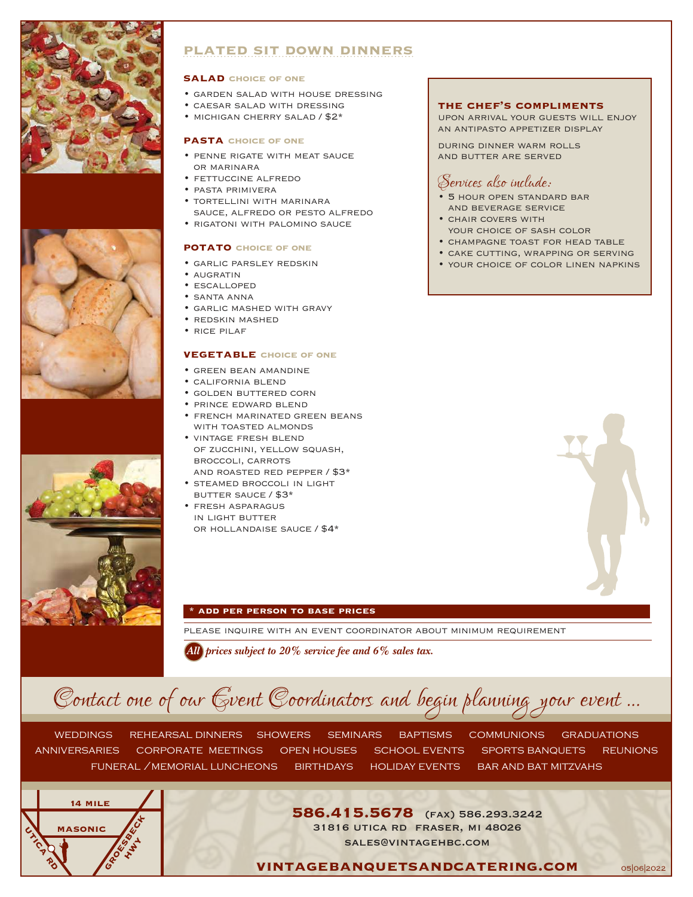## PLATED SIT DOWN DINNERS

### SALAD CHOICE OF ONE

- GARDEN SALAD WITH HOUSE DRESSING
- CAESAR SALAD WITH DRESSING
- MICHIGAN CHERRY SALAD / $2*

### PASTA CHOICE OF ONE

- PENNE RIGATE WITH MEAT SAUCE OR MARINARA
- FETTUCCINE ALFREDO
- PASTA PRIMIVERA
- TORTELLINI WITH MARINARA SAUCE, ALFREDO OR PESTO ALFREDO
- RIGATONI WITH PALOMINO SAUCE

### POTATO CHOICE OF ONE

- GARLIC PARSLEY REDSKIN
- AUGRATIN
- ESCALLOPED
- SANTA ANNA
- GARLIC MASHED WITH GRAVY
- REDSKIN MASHED
- RICE PILAF

### VEGETABLE CHOICE OF ONE

- GREEN BEAN AMANDINE
- CALIFORNIA BLEND
- GOLDEN BUTTERED CORN
- PRINCE EDWARD BLEND
- FRENCH MARINATED GREEN BEANS WITH TOASTED ALMONDS
- VINTAGE FRESH BLEND OF ZUCCHINI, YELLOW SQUASH, BROCCOLI, CARROTS AND ROASTED RED PEPPER / $3*
- STEAMED BROCCOLI IN LIGHT BUTTER SAUCE / $3*
- FRESH ASPARAGUS IN LIGHT BUTTER OR HOLLANDAISE SAUCE / $4*

### THE CHEF'S COMPLIMENTS

UPON ARRIVAL YOUR GUESTS WILL ENJOY AN ANTIPASTO APPETIZER DISPLAY

DURING DINNER WARM ROLLS AND BUTTER ARE SERVED

*Services also include:*

- 5 HOUR OPEN STANDARD BAR AND BEVERAGE SERVICE
- CHAIR COVERS WITH YOUR CHOICE OF SASH COLOR
- CHAMPAGNE TOAST FOR HEAD TABLE
- CAKE CUTTING, WRAPPING OR SERVING
- YOUR CHOICE OF COLOR LINEN NAPKINS

**\* ADD PER PERSON TO BASE PRICES**

PLEASE INQUIRE WITH AN EVENT COORDINATOR ABOUT MINIMUM REQUIREMENT

***All prices subject to 20% service fee and 6% sales tax.***

## *Contact one of our Event Coordinators and begin planning your event ...*

WEDDINGS REHEARSAL DINNERS SHOWERS SEMINARS BAPTISMS COMMUNIONS GRADUATIONS ANNIVERSARIES CORPORATE MEETINGS OPEN HOUSES SCHOOL EVENTS SPORTS BANQUETS REUNIONS FUNERAL / MEMORIAL LUNCHEONS BIRTHDAYS HOLIDAY EVENTS BAR AND BAT MITZVAHS

14 MILE
MASONIC
UTICA RD
GROESBECK HWY

**586.415.5678** (FAX) 586.293.3242
31816 UTICA RD FRASER, MI 48026
SALES@VINTAGEHBC.COM

**VINTAGEBANQUETSANDCATERING.COM**

05|06|2022